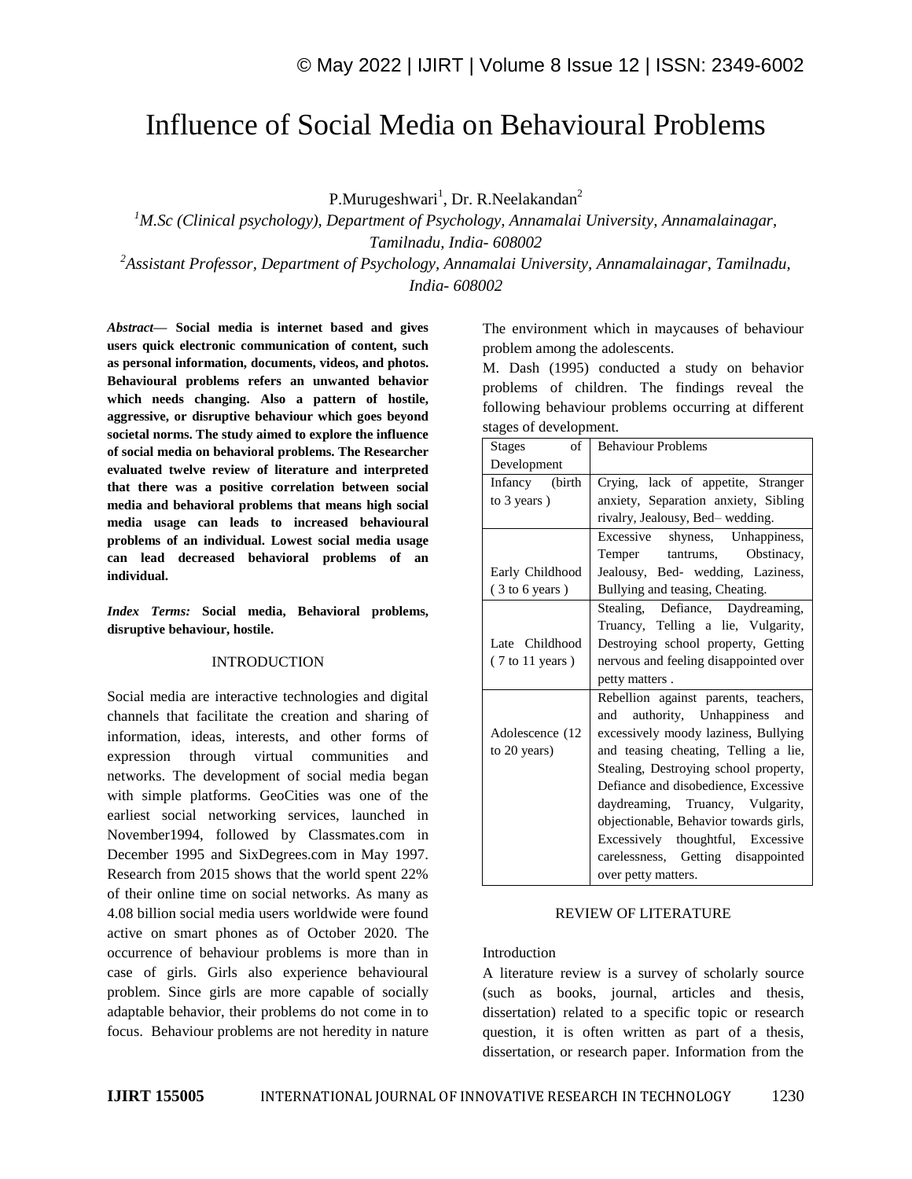# Influence of Social Media on Behavioural Problems

P.Murugeshwari[1], Dr. R.Neelakandan[2]

[1]*M.Sc (Clinical psychology), Department of Psychology, Annamalai University, Annamalainagar, Tamilnadu, India- 608002*

[2]*Assistant Professor, Department of Psychology, Annamalai University, Annamalainagar, Tamilnadu, India- 608002*

***Abstract*— Social media is internet based and gives users quick electronic communication of content, such as personal information, documents, videos, and photos. Behavioural problems refers an unwanted behavior which needs changing. Also a pattern of hostile, aggressive, or disruptive behaviour which goes beyond societal norms. The study aimed to explore the influence of social media on behavioral problems. The Researcher evaluated twelve review of literature and interpreted that there was a positive correlation between social media and behavioral problems that means high social media usage can leads to increased behavioural problems of an individual. Lowest social media usage can lead decreased behavioral problems of an individual.**

***Index Terms:* Social media, Behavioral problems, disruptive behaviour, hostile.**

## INTRODUCTION

Social media are interactive technologies and digital channels that facilitate the creation and sharing of information, ideas, interests, and other forms of expression through virtual communities and networks. The development of social media began with simple platforms. GeoCities was one of the earliest social networking services, launched in November1994, followed by Classmates.com in December 1995 and SixDegrees.com in May 1997. Research from 2015 shows that the world spent 22% of their online time on social networks. As many as 4.08 billion social media users worldwide were found active on smart phones as of October 2020. The occurrence of behaviour problems is more than in case of girls. Girls also experience behavioural problem. Since girls are more capable of socially adaptable behavior, their problems do not come in to focus. Behaviour problems are not heredity in nature The environment which in maycauses of behaviour problem among the adolescents.

M. Dash (1995) conducted a study on behavior problems of children. The findings reveal the following behaviour problems occurring at different stages of development.

| Stages of Development | Behaviour Problems |
|---|---|
| Infancy (birth to 3 years ) | Crying, lack of appetite, Stranger anxiety, Separation anxiety, Sibling rivalry, Jealousy, Bed– wedding. |
| Early Childhood ( 3 to 6 years ) | Excessive shyness, Unhappiness, Temper tantrums, Obstinacy, Jealousy, Bed- wedding, Laziness, Bullying and teasing, Cheating. |
| Late Childhood ( 7 to 11 years ) | Stealing, Defiance, Daydreaming, Truancy, Telling a lie, Vulgarity, Destroying school property, Getting nervous and feeling disappointed over petty matters . |
| Adolescence (12 to 20 years) | Rebellion against parents, teachers, and authority, Unhappiness and excessively moody laziness, Bullying and teasing cheating, Telling a lie, Stealing, Destroying school property, Defiance and disobedience, Excessive daydreaming, Truancy, Vulgarity, objectionable, Behavior towards girls, Excessively thoughtful, Excessive carelessness, Getting disappointed over petty matters. |

## REVIEW OF LITERATURE

### Introduction

A literature review is a survey of scholarly source (such as books, journal, articles and thesis, dissertation) related to a specific topic or research question, it is often written as part of a thesis, dissertation, or research paper. Information from the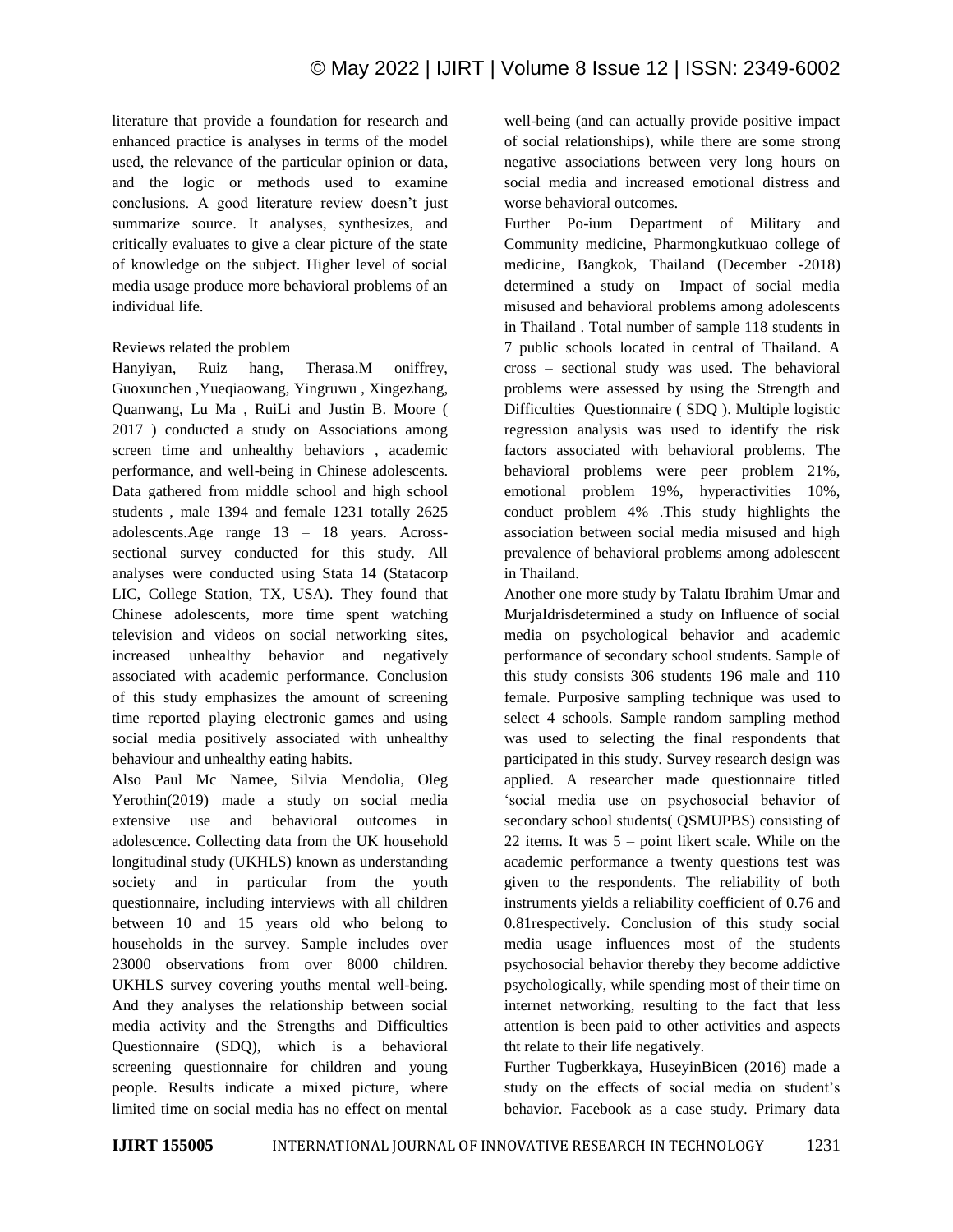literature that provide a foundation for research and enhanced practice is analyses in terms of the model used, the relevance of the particular opinion or data, and the logic or methods used to examine conclusions. A good literature review doesn't just summarize source. It analyses, synthesizes, and critically evaluates to give a clear picture of the state of knowledge on the subject. Higher level of social media usage produce more behavioral problems of an individual life.

Reviews related the problem

Hanyiyan, Ruiz hang, Therasa.M oniffrey, Guoxunchen ,Yueqiaowang, Yingruwu , Xingezhang, Quanwang, Lu Ma , RuiLi and Justin B. Moore ( 2017 ) conducted a study on Associations among screen time and unhealthy behaviors , academic performance, and well-being in Chinese adolescents. Data gathered from middle school and high school students , male 1394 and female 1231 totally 2625 adolescents.Age range 13 – 18 years. Across-sectional survey conducted for this study. All analyses were conducted using Stata 14 (Statacorp LIC, College Station, TX, USA). They found that Chinese adolescents, more time spent watching television and videos on social networking sites, increased unhealthy behavior and negatively associated with academic performance. Conclusion of this study emphasizes the amount of screening time reported playing electronic games and using social media positively associated with unhealthy behaviour and unhealthy eating habits.

Also Paul Mc Namee, Silvia Mendolia, Oleg Yerothin(2019) made a study on social media extensive use and behavioral outcomes in adolescence. Collecting data from the UK household longitudinal study (UKHLS) known as understanding society and in particular from the youth questionnaire, including interviews with all children between 10 and 15 years old who belong to households in the survey. Sample includes over 23000 observations from over 8000 children. UKHLS survey covering youths mental well-being. And they analyses the relationship between social media activity and the Strengths and Difficulties Questionnaire (SDQ), which is a behavioral screening questionnaire for children and young people. Results indicate a mixed picture, where limited time on social media has no effect on mental well-being (and can actually provide positive impact of social relationships), while there are some strong negative associations between very long hours on social media and increased emotional distress and worse behavioral outcomes.

Further Po-ium Department of Military and Community medicine, Pharmongkutkuao college of medicine, Bangkok, Thailand (December -2018) determined a study on Impact of social media misused and behavioral problems among adolescents in Thailand . Total number of sample 118 students in 7 public schools located in central of Thailand. A cross – sectional study was used. The behavioral problems were assessed by using the Strength and Difficulties Questionnaire ( SDQ ). Multiple logistic regression analysis was used to identify the risk factors associated with behavioral problems. The behavioral problems were peer problem 21%, emotional problem 19%, hyperactivities 10%, conduct problem 4% .This study highlights the association between social media misused and high prevalence of behavioral problems among adolescent in Thailand.

Another one more study by Talatu Ibrahim Umar and MurjaIdrisdetermined a study on Influence of social media on psychological behavior and academic performance of secondary school students. Sample of this study consists 306 students 196 male and 110 female. Purposive sampling technique was used to select 4 schools. Sample random sampling method was used to selecting the final respondents that participated in this study. Survey research design was applied. A researcher made questionnaire titled 'social media use on psychosocial behavior of secondary school students( QSMUPBS) consisting of 22 items. It was 5 – point likert scale. While on the academic performance a twenty questions test was given to the respondents. The reliability of both instruments yields a reliability coefficient of 0.76 and 0.81respectively. Conclusion of this study social media usage influences most of the students psychosocial behavior thereby they become addictive psychologically, while spending most of their time on internet networking, resulting to the fact that less attention is been paid to other activities and aspects tht relate to their life negatively.

Further Tugberkkaya, HuseyinBicen (2016) made a study on the effects of social media on student's behavior. Facebook as a case study. Primary data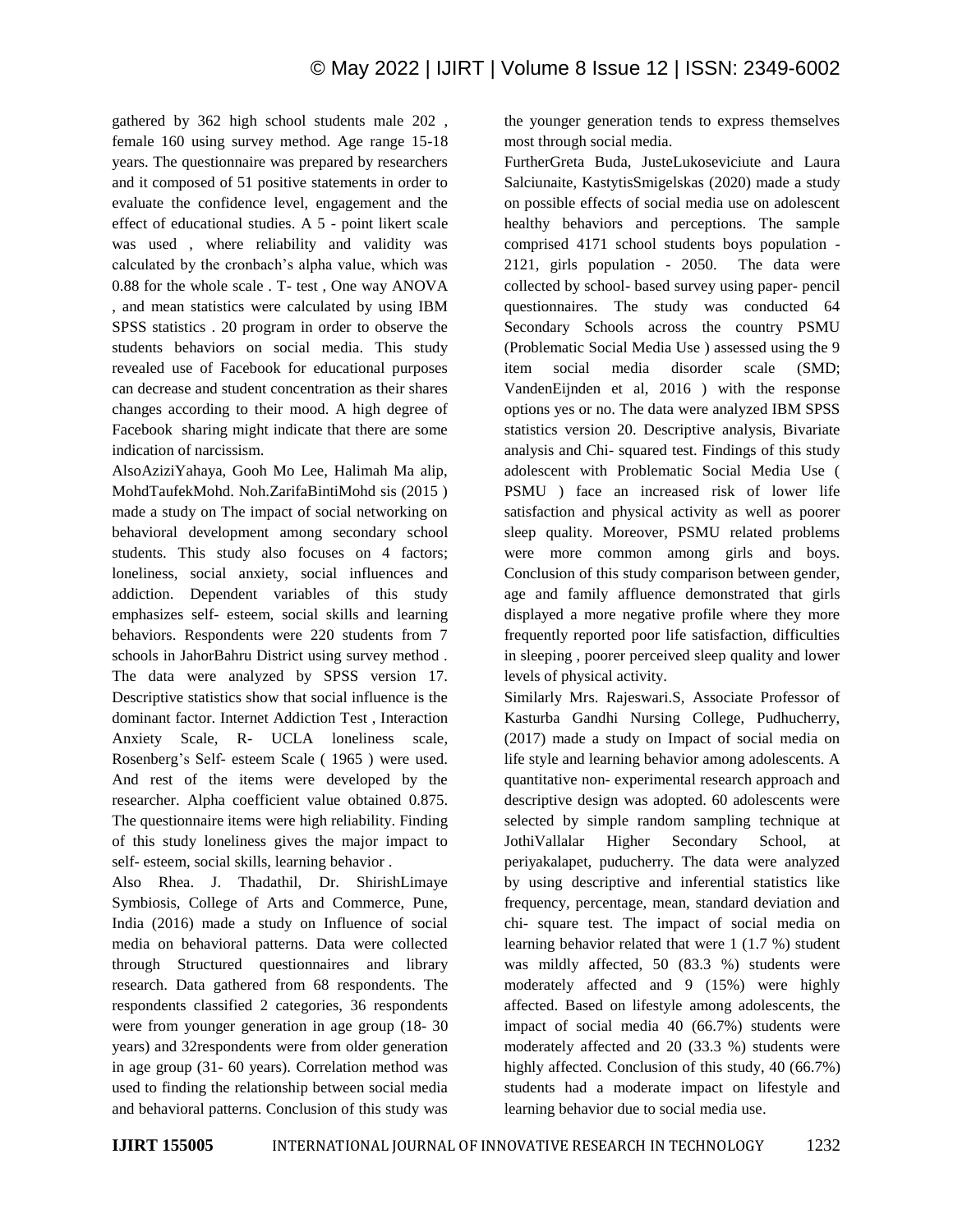gathered by 362 high school students male 202 , female 160 using survey method. Age range 15-18 years. The questionnaire was prepared by researchers and it composed of 51 positive statements in order to evaluate the confidence level, engagement and the effect of educational studies. A 5 - point likert scale was used , where reliability and validity was calculated by the cronbach's alpha value, which was 0.88 for the whole scale . T- test , One way ANOVA , and mean statistics were calculated by using IBM SPSS statistics . 20 program in order to observe the students behaviors on social media. This study revealed use of Facebook for educational purposes can decrease and student concentration as their shares changes according to their mood. A high degree of Facebook sharing might indicate that there are some indication of narcissism.

AlsoAziziYahaya, Gooh Mo Lee, Halimah Ma alip, MohdTaufekMohd. Noh.ZarifaBintiMohd sis (2015 ) made a study on The impact of social networking on behavioral development among secondary school students. This study also focuses on 4 factors; loneliness, social anxiety, social influences and addiction. Dependent variables of this study emphasizes self- esteem, social skills and learning behaviors. Respondents were 220 students from 7 schools in JahorBahru District using survey method . The data were analyzed by SPSS version 17. Descriptive statistics show that social influence is the dominant factor. Internet Addiction Test , Interaction Anxiety Scale, R- UCLA loneliness scale, Rosenberg's Self- esteem Scale ( 1965 ) were used. And rest of the items were developed by the researcher. Alpha coefficient value obtained 0.875. The questionnaire items were high reliability. Finding of this study loneliness gives the major impact to self- esteem, social skills, learning behavior .

Also Rhea. J. Thadathil, Dr. ShirishLimaye Symbiosis, College of Arts and Commerce, Pune, India (2016) made a study on Influence of social media on behavioral patterns. Data were collected through Structured questionnaires and library research. Data gathered from 68 respondents. The respondents classified 2 categories, 36 respondents were from younger generation in age group (18- 30 years) and 32respondents were from older generation in age group (31- 60 years). Correlation method was used to finding the relationship between social media and behavioral patterns. Conclusion of this study was the younger generation tends to express themselves most through social media.

FurtherGreta Buda, JusteLukoseviciute and Laura Salciunaite, KastytisSmigelskas (2020) made a study on possible effects of social media use on adolescent healthy behaviors and perceptions. The sample comprised 4171 school students boys population - 2121, girls population - 2050. The data were collected by school- based survey using paper- pencil questionnaires. The study was conducted 64 Secondary Schools across the country PSMU (Problematic Social Media Use ) assessed using the 9 item social media disorder scale (SMD; VandenEijnden et al, 2016 ) with the response options yes or no. The data were analyzed IBM SPSS statistics version 20. Descriptive analysis, Bivariate analysis and Chi- squared test. Findings of this study adolescent with Problematic Social Media Use ( PSMU ) face an increased risk of lower life satisfaction and physical activity as well as poorer sleep quality. Moreover, PSMU related problems were more common among girls and boys. Conclusion of this study comparison between gender, age and family affluence demonstrated that girls displayed a more negative profile where they more frequently reported poor life satisfaction, difficulties in sleeping , poorer perceived sleep quality and lower levels of physical activity.

Similarly Mrs. Rajeswari.S, Associate Professor of Kasturba Gandhi Nursing College, Pudhucherry, (2017) made a study on Impact of social media on life style and learning behavior among adolescents. A quantitative non- experimental research approach and descriptive design was adopted. 60 adolescents were selected by simple random sampling technique at JothiVallalar Higher Secondary School, at periyakalapet, puducherry. The data were analyzed by using descriptive and inferential statistics like frequency, percentage, mean, standard deviation and chi- square test. The impact of social media on learning behavior related that were 1 (1.7 %) student was mildly affected, 50 (83.3 %) students were moderately affected and 9 (15%) were highly affected. Based on lifestyle among adolescents, the impact of social media 40 (66.7%) students were moderately affected and 20 (33.3 %) students were highly affected. Conclusion of this study, 40 (66.7%) students had a moderate impact on lifestyle and learning behavior due to social media use.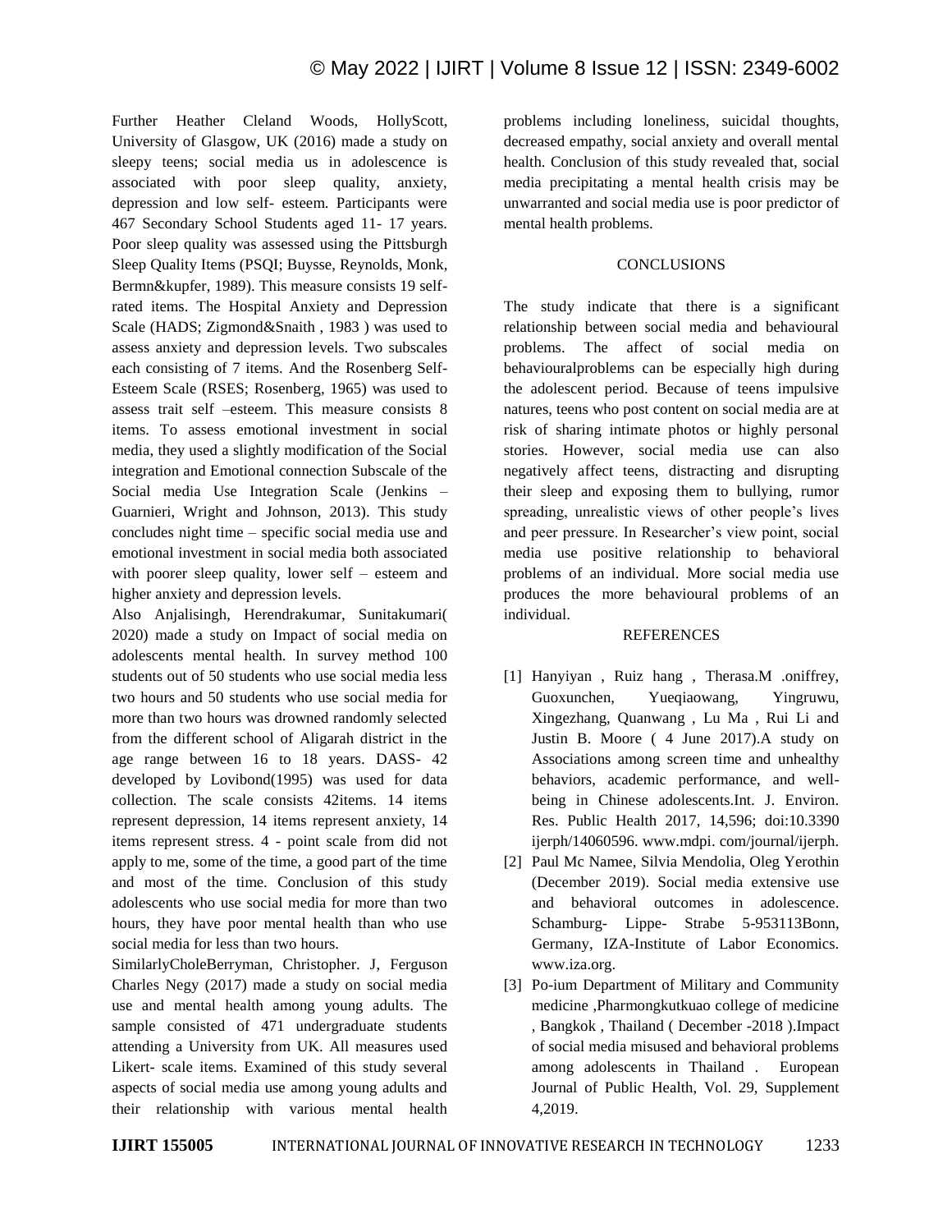Further Heather Cleland Woods, HollyScott, University of Glasgow, UK (2016) made a study on sleepy teens; social media us in adolescence is associated with poor sleep quality, anxiety, depression and low self- esteem. Participants were 467 Secondary School Students aged 11- 17 years. Poor sleep quality was assessed using the Pittsburgh Sleep Quality Items (PSQI; Buysse, Reynolds, Monk, Bermn&kupfer, 1989). This measure consists 19 self-rated items. The Hospital Anxiety and Depression Scale (HADS; Zigmond&Snaith , 1983 ) was used to assess anxiety and depression levels. Two subscales each consisting of 7 items. And the Rosenberg Self-Esteem Scale (RSES; Rosenberg, 1965) was used to assess trait self –esteem. This measure consists 8 items. To assess emotional investment in social media, they used a slightly modification of the Social integration and Emotional connection Subscale of the Social media Use Integration Scale (Jenkins – Guarnieri, Wright and Johnson, 2013). This study concludes night time – specific social media use and emotional investment in social media both associated with poorer sleep quality, lower self – esteem and higher anxiety and depression levels.

Also Anjalisingh, Herendrakumar, Sunitakumari( 2020) made a study on Impact of social media on adolescents mental health. In survey method 100 students out of 50 students who use social media less two hours and 50 students who use social media for more than two hours was drowned randomly selected from the different school of Aligarah district in the age range between 16 to 18 years. DASS- 42 developed by Lovibond(1995) was used for data collection. The scale consists 42items. 14 items represent depression, 14 items represent anxiety, 14 items represent stress. 4 - point scale from did not apply to me, some of the time, a good part of the time and most of the time. Conclusion of this study adolescents who use social media for more than two hours, they have poor mental health than who use social media for less than two hours.

SimilarlyCholeBerryman, Christopher. J, Ferguson Charles Negy (2017) made a study on social media use and mental health among young adults. The sample consisted of 471 undergraduate students attending a University from UK. All measures used Likert- scale items. Examined of this study several aspects of social media use among young adults and their relationship with various mental health problems including loneliness, suicidal thoughts, decreased empathy, social anxiety and overall mental health. Conclusion of this study revealed that, social media precipitating a mental health crisis may be unwarranted and social media use is poor predictor of mental health problems.

## CONCLUSIONS

The study indicate that there is a significant relationship between social media and behavioural problems. The affect of social media on behaviouralproblems can be especially high during the adolescent period. Because of teens impulsive natures, teens who post content on social media are at risk of sharing intimate photos or highly personal stories. However, social media use can also negatively affect teens, distracting and disrupting their sleep and exposing them to bullying, rumor spreading, unrealistic views of other people's lives and peer pressure. In Researcher's view point, social media use positive relationship to behavioral problems of an individual. More social media use produces the more behavioural problems of an individual.

## REFERENCES

[1] Hanyiyan , Ruiz hang , Therasa.M .oniffrey, Guoxunchen, Yueqiaowang, Yingruwu, Xingezhang, Quanwang , Lu Ma , Rui Li and Justin B. Moore ( 4 June 2017).A study on Associations among screen time and unhealthy behaviors, academic performance, and well-being in Chinese adolescents.Int. J. Environ. Res. Public Health 2017, 14,596; doi:10.3390 ijerph/14060596. www.mdpi. com/journal/ijerph.

[2] Paul Mc Namee, Silvia Mendolia, Oleg Yerothin (December 2019). Social media extensive use and behavioral outcomes in adolescence. Schamburg- Lippe- Strabe 5-953113Bonn, Germany, IZA-Institute of Labor Economics. www.iza.org.

[3] Po-ium Department of Military and Community medicine ,Pharmongkutkuao college of medicine , Bangkok , Thailand ( December -2018 ).Impact of social media misused and behavioral problems among adolescents in Thailand . European Journal of Public Health, Vol. 29, Supplement 4,2019.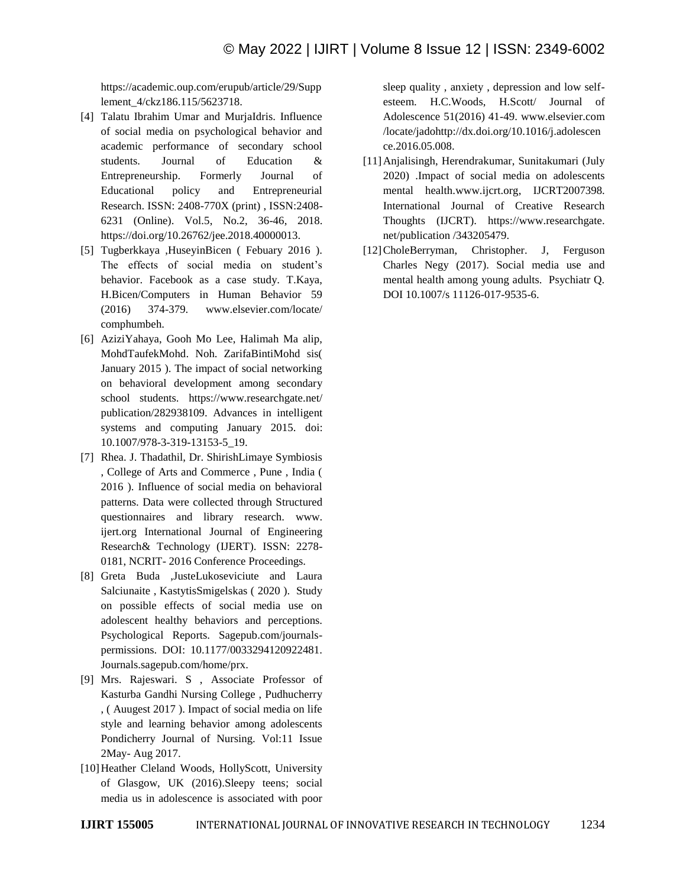https://academic.oup.com/erupub/article/29/Supplement_4/ckz186.115/5623718.

[4] Talatu Ibrahim Umar and MurjaIdris. Influence of social media on psychological behavior and academic performance of secondary school students. Journal of Education & Entrepreneurship. Formerly Journal of Educational policy and Entrepreneurial Research. ISSN: 2408-770X (print) , ISSN:2408-6231 (Online). Vol.5, No.2, 36-46, 2018. https://doi.org/10.26762/jee.2018.40000013.

[5] Tugberkkaya ,HuseyinBicen ( Febuary 2016 ). The effects of social media on student's behavior. Facebook as a case study. T.Kaya, H.Bicen/Computers in Human Behavior 59 (2016) 374-379. www.elsevier.com/locate/comphumbeh.

[6] AziziYahaya, Gooh Mo Lee, Halimah Ma alip, MohdTaufekMohd. Noh. ZarifaBintiMohd sis( January 2015 ). The impact of social networking on behavioral development among secondary school students. https://www.researchgate.net/publication/282938109. Advances in intelligent systems and computing January 2015. doi: 10.1007/978-3-319-13153-5_19.

[7] Rhea. J. Thadathil, Dr. ShirishLimaye Symbiosis , College of Arts and Commerce , Pune , India ( 2016 ). Influence of social media on behavioral patterns. Data were collected through Structured questionnaires and library research. www.ijert.org International Journal of Engineering Research& Technology (IJERT). ISSN: 2278-0181, NCRIT- 2016 Conference Proceedings.

[8] Greta Buda ,JusteLukoseviciute and Laura Salciunaite , KastytisSmigelskas ( 2020 ). Study on possible effects of social media use on adolescent healthy behaviors and perceptions. Psychological Reports. Sagepub.com/journals-permissions. DOI: 10.1177/0033294120922481. Journals.sagepub.com/home/prx.

[9] Mrs. Rajeswari. S , Associate Professor of Kasturba Gandhi Nursing College , Pudhucherry , ( Auugest 2017 ). Impact of social media on life style and learning behavior among adolescents Pondicherry Journal of Nursing. Vol:11 Issue 2May- Aug 2017.

[10] Heather Cleland Woods, HollyScott, University of Glasgow, UK (2016).Sleepy teens; social media us in adolescence is associated with poor sleep quality , anxiety , depression and low self-esteem. H.C.Woods, H.Scott/ Journal of Adolescence 51(2016) 41-49. www.elsevier.com/locate/jadohttp://dx.doi.org/10.1016/j.adolescence.2016.05.008.

[11] Anjalisingh, Herendrakumar, Sunitakumari (July 2020) .Impact of social media on adolescents mental health.www.ijcrt.org, IJCRT2007398. International Journal of Creative Research Thoughts (IJCRT). https://www.researchgate.net/publication /343205479.

[12] CholeBerryman, Christopher. J, Ferguson Charles Negy (2017). Social media use and mental health among young adults. Psychiatr Q. DOI 10.1007/s 11126-017-9535-6.